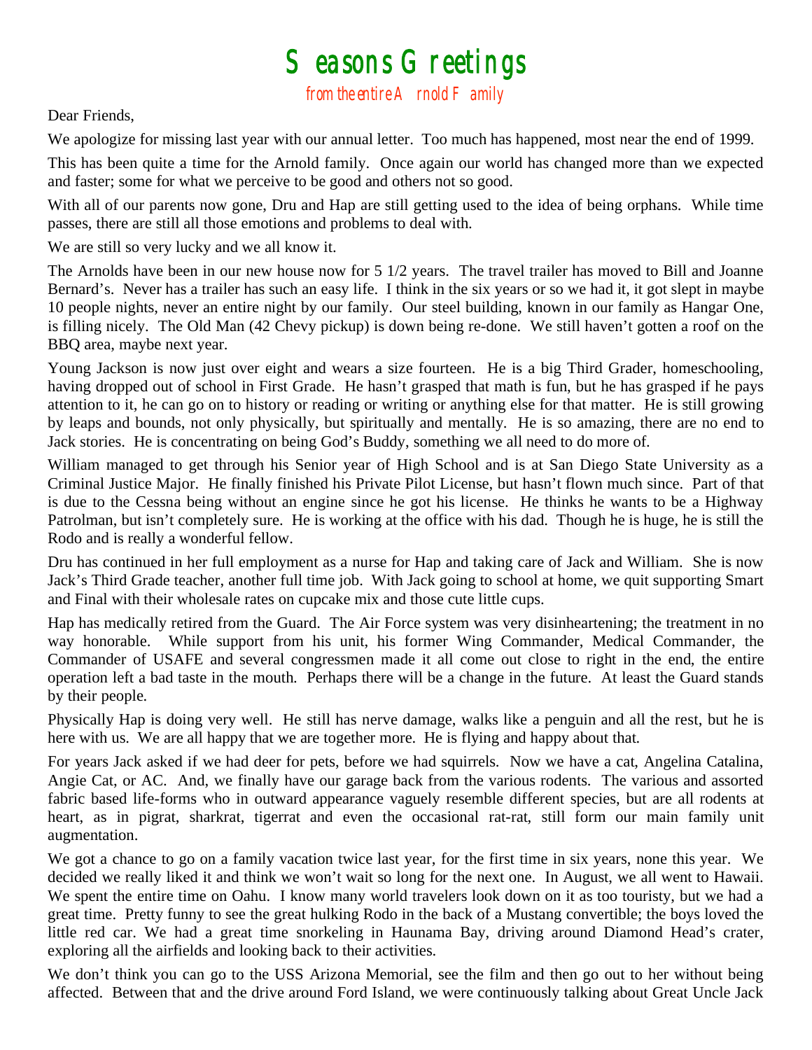# Seasons Greetings

from the entire Arnold Family

Dear Friends,

We apologize for missing last year with our annual letter. Too much has happened, most near the end of 1999.

This has been quite a time for the Arnold family. Once again our world has changed more than we expected and faster; some for what we perceive to be good and others not so good.

With all of our parents now gone, Dru and Hap are still getting used to the idea of being orphans. While time passes, there are still all those emotions and problems to deal with.

We are still so very lucky and we all know it.

The Arnolds have been in our new house now for 5 1/2 years. The travel trailer has moved to Bill and Joanne Bernard's. Never has a trailer has such an easy life. I think in the six years or so we had it, it got slept in maybe 10 people nights, never an entire night by our family. Our steel building, known in our family as Hangar One, is filling nicely. The Old Man (42 Chevy pickup) is down being re-done. We still haven't gotten a roof on the BBQ area, maybe next year.

Young Jackson is now just over eight and wears a size fourteen. He is a big Third Grader, homeschooling, having dropped out of school in First Grade. He hasn't grasped that math is fun, but he has grasped if he pays attention to it, he can go on to history or reading or writing or anything else for that matter. He is still growing by leaps and bounds, not only physically, but spiritually and mentally. He is so amazing, there are no end to Jack stories. He is concentrating on being God's Buddy, something we all need to do more of.

William managed to get through his Senior year of High School and is at San Diego State University as a Criminal Justice Major. He finally finished his Private Pilot License, but hasn't flown much since. Part of that is due to the Cessna being without an engine since he got his license. He thinks he wants to be a Highway Patrolman, but isn't completely sure. He is working at the office with his dad. Though he is huge, he is still the Rodo and is really a wonderful fellow.

Dru has continued in her full employment as a nurse for Hap and taking care of Jack and William. She is now Jack's Third Grade teacher, another full time job. With Jack going to school at home, we quit supporting Smart and Final with their wholesale rates on cupcake mix and those cute little cups.

Hap has medically retired from the Guard. The Air Force system was very disinheartening; the treatment in no way honorable. While support from his unit, his former Wing Commander, Medical Commander, the Commander of USAFE and several congressmen made it all come out close to right in the end, the entire operation left a bad taste in the mouth. Perhaps there will be a change in the future. At least the Guard stands by their people.

Physically Hap is doing very well. He still has nerve damage, walks like a penguin and all the rest, but he is here with us. We are all happy that we are together more. He is flying and happy about that.

For years Jack asked if we had deer for pets, before we had squirrels. Now we have a cat, Angelina Catalina, Angie Cat, or AC. And, we finally have our garage back from the various rodents. The various and assorted fabric based life-forms who in outward appearance vaguely resemble different species, but are all rodents at heart, as in pigrat, sharkrat, tigerrat and even the occasional rat-rat, still form our main family unit augmentation.

We got a chance to go on a family vacation twice last year, for the first time in six years, none this year. We decided we really liked it and think we won't wait so long for the next one. In August, we all went to Hawaii. We spent the entire time on Oahu. I know many world travelers look down on it as too touristy, but we had a great time. Pretty funny to see the great hulking Rodo in the back of a Mustang convertible; the boys loved the little red car. We had a great time snorkeling in Haunama Bay, driving around Diamond Head's crater, exploring all the airfields and looking back to their activities.

We don't think you can go to the USS Arizona Memorial, see the film and then go out to her without being affected. Between that and the drive around Ford Island, we were continuously talking about Great Uncle Jack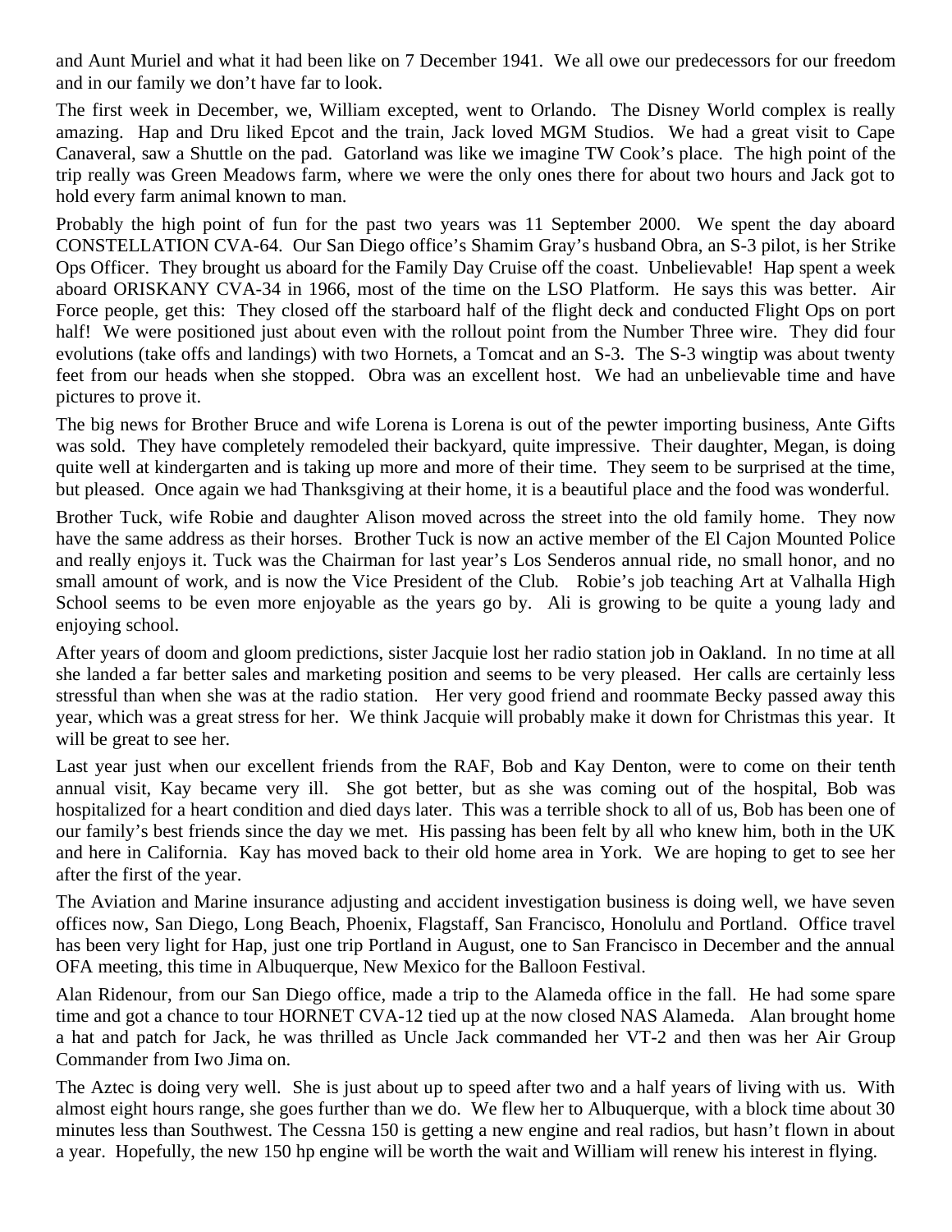and Aunt Muriel and what it had been like on 7 December 1941. We all owe our predecessors for our freedom and in our family we don't have far to look.

The first week in December, we, William excepted, went to Orlando. The Disney World complex is really amazing. Hap and Dru liked Epcot and the train, Jack loved MGM Studios. We had a great visit to Cape Canaveral, saw a Shuttle on the pad. Gatorland was like we imagine TW Cook's place. The high point of the trip really was Green Meadows farm, where we were the only ones there for about two hours and Jack got to hold every farm animal known to man.

Probably the high point of fun for the past two years was 11 September 2000. We spent the day aboard CONSTELLATION CVA-64. Our San Diego office's Shamim Gray's husband Obra, an S-3 pilot, is her Strike Ops Officer. They brought us aboard for the Family Day Cruise off the coast. Unbelievable! Hap spent a week aboard ORISKANY CVA-34 in 1966, most of the time on the LSO Platform. He says this was better. Air Force people, get this: They closed off the starboard half of the flight deck and conducted Flight Ops on port half! We were positioned just about even with the rollout point from the Number Three wire. They did four evolutions (take offs and landings) with two Hornets, a Tomcat and an S-3. The S-3 wingtip was about twenty feet from our heads when she stopped. Obra was an excellent host. We had an unbelievable time and have pictures to prove it.

The big news for Brother Bruce and wife Lorena is Lorena is out of the pewter importing business, Ante Gifts was sold. They have completely remodeled their backyard, quite impressive. Their daughter, Megan, is doing quite well at kindergarten and is taking up more and more of their time. They seem to be surprised at the time, but pleased. Once again we had Thanksgiving at their home, it is a beautiful place and the food was wonderful.

Brother Tuck, wife Robie and daughter Alison moved across the street into the old family home. They now have the same address as their horses. Brother Tuck is now an active member of the El Cajon Mounted Police and really enjoys it. Tuck was the Chairman for last year's Los Senderos annual ride, no small honor, and no small amount of work, and is now the Vice President of the Club. Robie's job teaching Art at Valhalla High School seems to be even more enjoyable as the years go by. Ali is growing to be quite a young lady and enjoying school.

After years of doom and gloom predictions, sister Jacquie lost her radio station job in Oakland. In no time at all she landed a far better sales and marketing position and seems to be very pleased. Her calls are certainly less stressful than when she was at the radio station. Her very good friend and roommate Becky passed away this year, which was a great stress for her. We think Jacquie will probably make it down for Christmas this year. It will be great to see her.

Last year just when our excellent friends from the RAF, Bob and Kay Denton, were to come on their tenth annual visit, Kay became very ill. She got better, but as she was coming out of the hospital, Bob was hospitalized for a heart condition and died days later. This was a terrible shock to all of us, Bob has been one of our family's best friends since the day we met. His passing has been felt by all who knew him, both in the UK and here in California. Kay has moved back to their old home area in York. We are hoping to get to see her after the first of the year.

The Aviation and Marine insurance adjusting and accident investigation business is doing well, we have seven offices now, San Diego, Long Beach, Phoenix, Flagstaff, San Francisco, Honolulu and Portland. Office travel has been very light for Hap, just one trip Portland in August, one to San Francisco in December and the annual OFA meeting, this time in Albuquerque, New Mexico for the Balloon Festival.

Alan Ridenour, from our San Diego office, made a trip to the Alameda office in the fall. He had some spare time and got a chance to tour HORNET CVA-12 tied up at the now closed NAS Alameda. Alan brought home a hat and patch for Jack, he was thrilled as Uncle Jack commanded her VT-2 and then was her Air Group Commander from Iwo Jima on.

The Aztec is doing very well. She is just about up to speed after two and a half years of living with us. With almost eight hours range, she goes further than we do. We flew her to Albuquerque, with a block time about 30 minutes less than Southwest. The Cessna 150 is getting a new engine and real radios, but hasn't flown in about a year. Hopefully, the new 150 hp engine will be worth the wait and William will renew his interest in flying.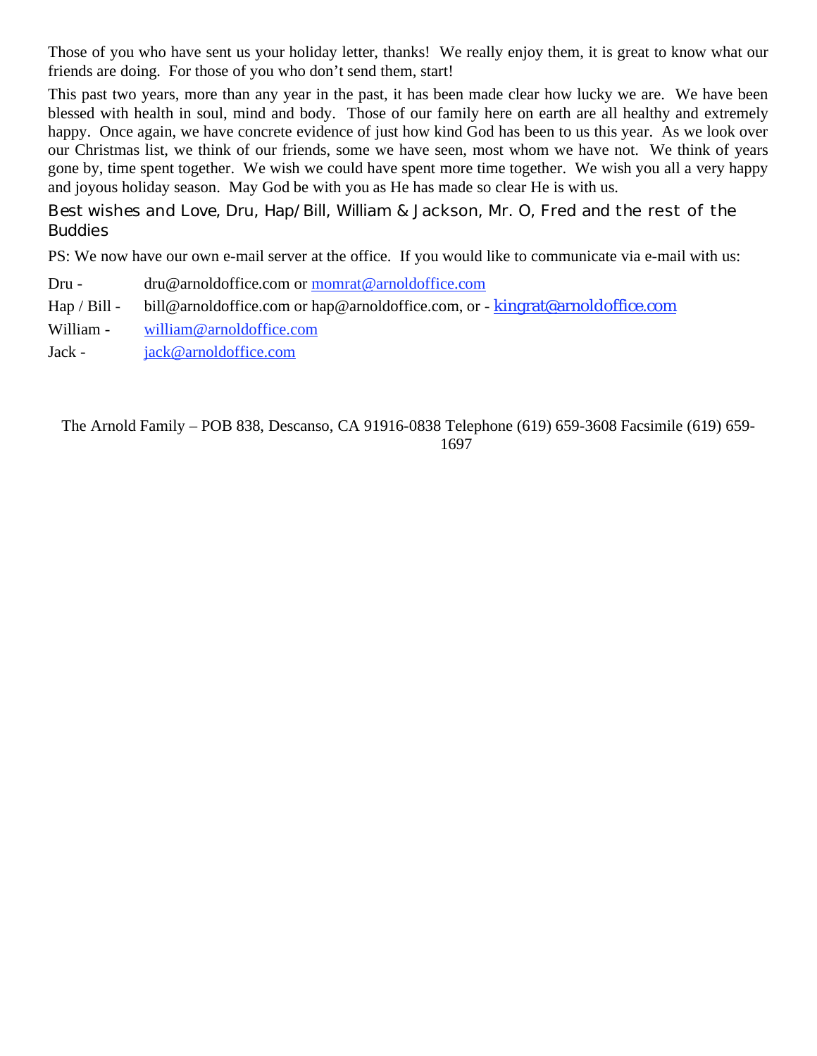Those of you who have sent us your holiday letter, thanks! We really enjoy them, it is great to know what our friends are doing. For those of you who don't send them, start!

This past two years, more than any year in the past, it has been made clear how lucky we are. We have been blessed with health in soul, mind and body. Those of our family here on earth are all healthy and extremely happy. Once again, we have concrete evidence of just how kind God has been to us this year. As we look over our Christmas list, we think of our friends, some we have seen, most whom we have not. We think of years gone by, time spent together. We wish we could have spent more time together. We wish you all a very happy and joyous holiday season. May God be with you as He has made so clear He is with us.

Best wishes and Love, Dru, Hap/Bill, William & Jackson, Mr. O, Fred and the rest of the Buddies

PS: We now have our own e-mail server at the office. If you would like to communicate via e-mail with us:

Dru - dru@arnoldoffice.com or momrat@arnoldoffice.com

Hap / Bill - bill@arnoldoffice.com or hap@arnoldoffice.com, or - kingrat@arnoldoffice.com

William - william@arnoldoffice.com

Jack - jack@arnoldoffice.com

The Arnold Family – POB 838, Descanso, CA 91916-0838 Telephone (619) 659-3608 Facsimile (619) 659-1697